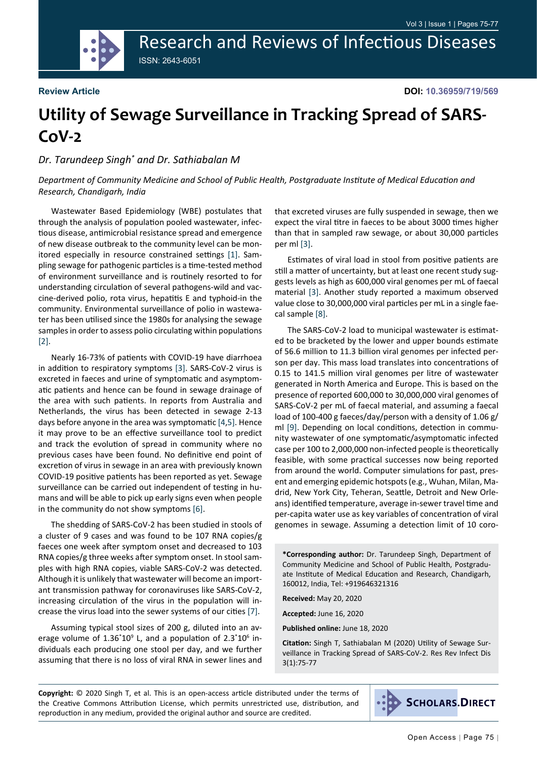Review Article

DOI: 10.36959/719/569

# Utility of Sewage Surveillance in Tracking Spread of SARS-CoV-2

*Dr. Tarundeep Singh\* and Dr. Sathiabalan M*

*Department of Community Medicine and School of Public Health, Postgraduate Institute of Medical Education and Research, Chandigarh, India*

Wastewater Based Epidemiology (WBE) postulates that through the analysis of population pooled wastewater, infectious disease, antimicrobial resistance spread and emergence of new disease outbreak to the community level can be monitored especially in resource constrained settings [1]. Sampling sewage for pathogenic particles is a time-tested method of environment surveillance and is routinely resorted to for understanding circulation of several pathogens-wild and vaccine-derived polio, rota virus, hepatitis E and typhoid-in the community. Environmental surveillance of polio in wastewater has been utilised since the 1980s for analysing the sewage samples in order to assess polio circulating within populations [2].

Nearly 16-73% of patients with COVID-19 have diarrhoea in addition to respiratory symptoms [3]. SARS-CoV-2 virus is excreted in faeces and urine of symptomatic and asymptomatic patients and hence can be found in sewage drainage of the area with such patients. In reports from Australia and Netherlands, the virus has been detected in sewage 2-13 days before anyone in the area was symptomatic [4,5]. Hence it may prove to be an effective surveillance tool to predict and track the evolution of spread in community where no previous cases have been found. No definitive end point of excretion of virus in sewage in an area with previously known COVID-19 positive patients has been reported as yet. Sewage surveillance can be carried out independent of testing in humans and will be able to pick up early signs even when people in the community do not show symptoms [6].

The shedding of SARS-CoV-2 has been studied in stools of a cluster of 9 cases and was found to be 107 RNA copies/g faeces one week after symptom onset and decreased to 103 RNA copies/g three weeks after symptom onset. In stool samples with high RNA copies, viable SARS-CoV-2 was detected. Although it is unlikely that wastewater will become an important transmission pathway for coronaviruses like SARS-CoV-2, increasing circulation of the virus in the population will increase the virus load into the sewer systems of our cities [7].

Assuming typical stool sizes of 200 g, diluted into an average volume of $1.36^{*}10^{9}$ L, and a population of $2.3^{*}10^{6}$ individuals each producing one stool per day, and we further assuming that there is no loss of viral RNA in sewer lines and that excreted viruses are fully suspended in sewage, then we expect the viral titre in faeces to be about 3000 times higher than that in sampled raw sewage, or about 30,000 particles per ml [3].

Estimates of viral load in stool from positive patients are still a matter of uncertainty, but at least one recent study suggests levels as high as 600,000 viral genomes per mL of faecal material [3]. Another study reported a maximum observed value close to 30,000,000 viral particles per mL in a single faecal sample [8].

The SARS-CoV-2 load to municipal wastewater is estimated to be bracketed by the lower and upper bounds estimate of 56.6 million to 11.3 billion viral genomes per infected person per day. This mass load translates into concentrations of 0.15 to 141.5 million viral genomes per litre of wastewater generated in North America and Europe. This is based on the presence of reported 600,000 to 30,000,000 viral genomes of SARS-CoV-2 per mL of faecal material, and assuming a faecal load of 100-400 g faeces/day/person with a density of 1.06 g/ml [9]. Depending on local conditions, detection in community wastewater of one symptomatic/asymptomatic infected case per 100 to 2,000,000 non-infected people is theoretically feasible, with some practical successes now being reported from around the world. Computer simulations for past, present and emerging epidemic hotspots (e.g., Wuhan, Milan, Madrid, New York City, Teheran, Seattle, Detroit and New Orleans) identified temperature, average in-sewer travel time and per-capita water use as key variables of concentration of viral genomes in sewage. Assuming a detection limit of 10 coro-

**\*Corresponding author:** Dr. Tarundeep Singh, Department of Community Medicine and School of Public Health, Postgraduate Institute of Medical Education and Research, Chandigarh, 160012, India, Tel: +919646321316

**Received:** May 20, 2020

**Accepted:** June 16, 2020

**Published online:** June 18, 2020

**Citation:** Singh T, Sathiabalan M (2020) Utility of Sewage Surveillance in Tracking Spread of SARS-CoV-2. Res Rev Infect Dis 3(1):75-77

**Copyright:** © 2020 Singh T, et al. This is an open-access article distributed under the terms of the Creative Commons Attribution License, which permits unrestricted use, distribution, and reproduction in any medium, provided the original author and source are credited.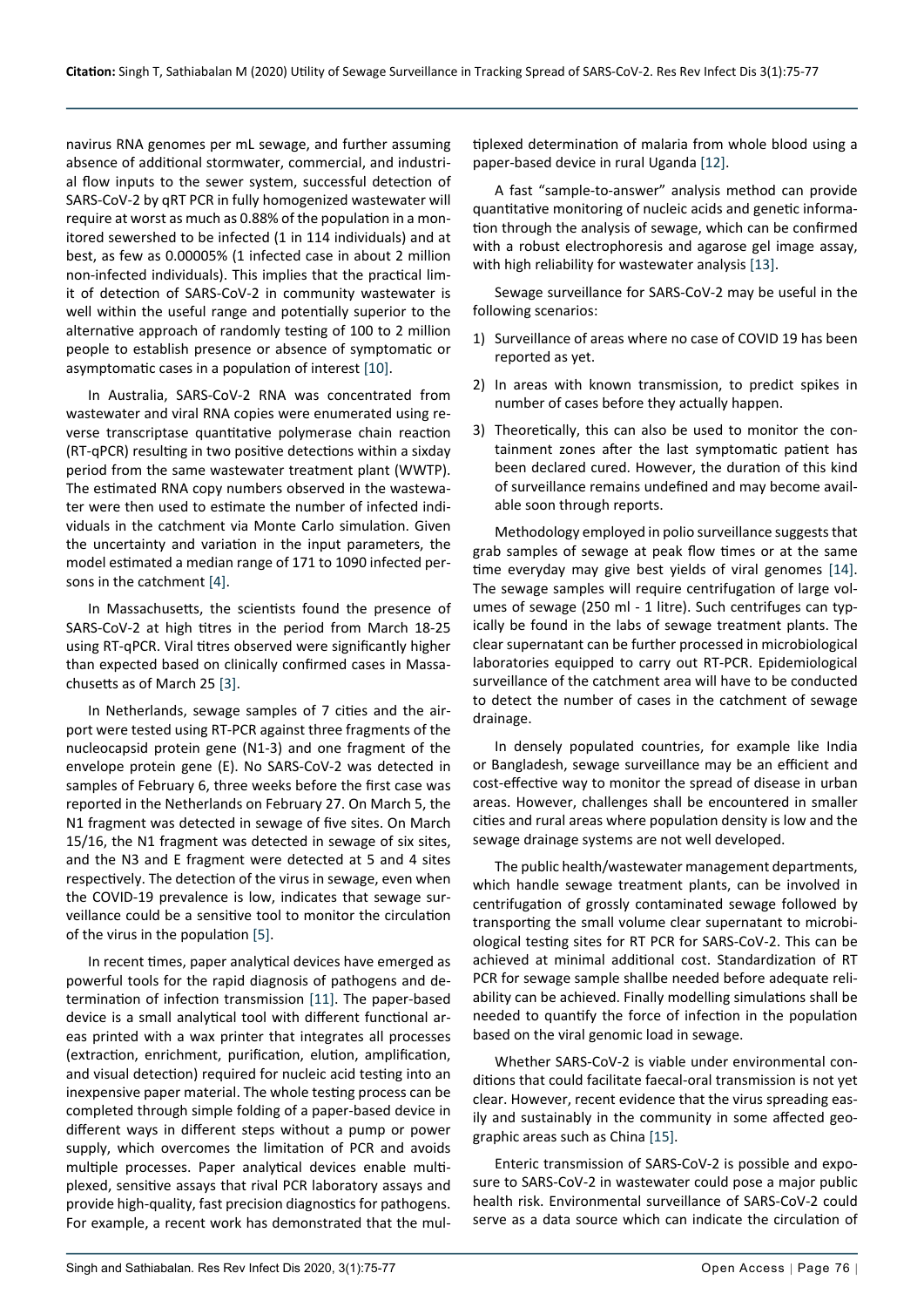navirus RNA genomes per mL sewage, and further assuming absence of additional stormwater, commercial, and industrial flow inputs to the sewer system, successful detection of SARS-CoV-2 by qRT PCR in fully homogenized wastewater will require at worst as much as 0.88% of the population in a monitored sewershed to be infected (1 in 114 individuals) and at best, as few as 0.00005% (1 infected case in about 2 million non-infected individuals). This implies that the practical limit of detection of SARS-CoV-2 in community wastewater is well within the useful range and potentially superior to the alternative approach of randomly testing of 100 to 2 million people to establish presence or absence of symptomatic or asymptomatic cases in a population of interest [10].

In Australia, SARS-CoV-2 RNA was concentrated from wastewater and viral RNA copies were enumerated using reverse transcriptase quantitative polymerase chain reaction (RT-qPCR) resulting in two positive detections within a sixday period from the same wastewater treatment plant (WWTP). The estimated RNA copy numbers observed in the wastewater were then used to estimate the number of infected individuals in the catchment via Monte Carlo simulation. Given the uncertainty and variation in the input parameters, the model estimated a median range of 171 to 1090 infected persons in the catchment [4].

In Massachusetts, the scientists found the presence of SARS-CoV-2 at high titres in the period from March 18-25 using RT-qPCR. Viral titres observed were significantly higher than expected based on clinically confirmed cases in Massachusetts as of March 25 [3].

In Netherlands, sewage samples of 7 cities and the airport were tested using RT-PCR against three fragments of the nucleocapsid protein gene (N1-3) and one fragment of the envelope protein gene (E). No SARS-CoV-2 was detected in samples of February 6, three weeks before the first case was reported in the Netherlands on February 27. On March 5, the N1 fragment was detected in sewage of five sites. On March 15/16, the N1 fragment was detected in sewage of six sites, and the N3 and E fragment were detected at 5 and 4 sites respectively. The detection of the virus in sewage, even when the COVID-19 prevalence is low, indicates that sewage surveillance could be a sensitive tool to monitor the circulation of the virus in the population [5].

In recent times, paper analytical devices have emerged as powerful tools for the rapid diagnosis of pathogens and determination of infection transmission [11]. The paper-based device is a small analytical tool with different functional areas printed with a wax printer that integrates all processes (extraction, enrichment, purification, elution, amplification, and visual detection) required for nucleic acid testing into an inexpensive paper material. The whole testing process can be completed through simple folding of a paper-based device in different ways in different steps without a pump or power supply, which overcomes the limitation of PCR and avoids multiple processes. Paper analytical devices enable multiplexed, sensitive assays that rival PCR laboratory assays and provide high-quality, fast precision diagnostics for pathogens. For example, a recent work has demonstrated that the multiplexed determination of malaria from whole blood using a paper-based device in rural Uganda [12].

A fast "sample-to-answer" analysis method can provide quantitative monitoring of nucleic acids and genetic information through the analysis of sewage, which can be confirmed with a robust electrophoresis and agarose gel image assay, with high reliability for wastewater analysis [13].

Sewage surveillance for SARS-CoV-2 may be useful in the following scenarios:

1) Surveillance of areas where no case of COVID 19 has been reported as yet.
2) In areas with known transmission, to predict spikes in number of cases before they actually happen.
3) Theoretically, this can also be used to monitor the containment zones after the last symptomatic patient has been declared cured. However, the duration of this kind of surveillance remains undefined and may become available soon through reports.

Methodology employed in polio surveillance suggests that grab samples of sewage at peak flow times or at the same time everyday may give best yields of viral genomes [14]. The sewage samples will require centrifugation of large volumes of sewage (250 ml - 1 litre). Such centrifuges can typically be found in the labs of sewage treatment plants. The clear supernatant can be further processed in microbiological laboratories equipped to carry out RT-PCR. Epidemiological surveillance of the catchment area will have to be conducted to detect the number of cases in the catchment of sewage drainage.

In densely populated countries, for example like India or Bangladesh, sewage surveillance may be an efficient and cost-effective way to monitor the spread of disease in urban areas. However, challenges shall be encountered in smaller cities and rural areas where population density is low and the sewage drainage systems are not well developed.

The public health/wastewater management departments, which handle sewage treatment plants, can be involved in centrifugation of grossly contaminated sewage followed by transporting the small volume clear supernatant to microbiological testing sites for RT PCR for SARS-CoV-2. This can be achieved at minimal additional cost. Standardization of RT PCR for sewage sample shallbe needed before adequate reliability can be achieved. Finally modelling simulations shall be needed to quantify the force of infection in the population based on the viral genomic load in sewage.

Whether SARS-CoV-2 is viable under environmental conditions that could facilitate faecal-oral transmission is not yet clear. However, recent evidence that the virus spreading easily and sustainably in the community in some affected geographic areas such as China [15].

Enteric transmission of SARS-CoV-2 is possible and exposure to SARS-CoV-2 in wastewater could pose a major public health risk. Environmental surveillance of SARS-CoV-2 could serve as a data source which can indicate the circulation of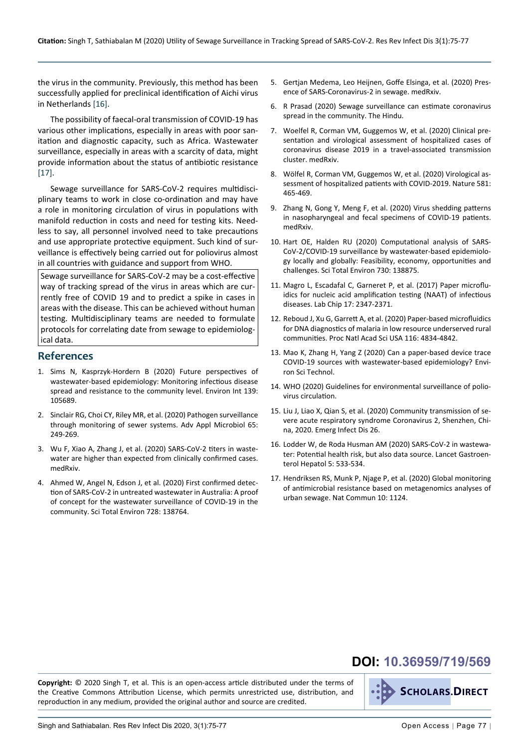the virus in the community. Previously, this method has been successfully applied for preclinical identification of Aichi virus in Netherlands [16].

The possibility of faecal-oral transmission of COVID-19 has various other implications, especially in areas with poor sanitation and diagnostic capacity, such as Africa. Wastewater surveillance, especially in areas with a scarcity of data, might provide information about the status of antibiotic resistance [17].

Sewage surveillance for SARS-CoV-2 requires multidisciplinary teams to work in close co-ordination and may have a role in monitoring circulation of virus in populations with manifold reduction in costs and need for testing kits. Needless to say, all personnel involved need to take precautions and use appropriate protective equipment. Such kind of surveillance is effectively being carried out for poliovirus almost in all countries with guidance and support from WHO.

> Sewage surveillance for SARS-CoV-2 may be a cost-effective way of tracking spread of the virus in areas which are currently free of COVID 19 and to predict a spike in cases in areas with the disease. This can be achieved without human testing. Multidisciplinary teams are needed to formulate protocols for correlating date from sewage to epidemiological data.

## References

1. Sims N, Kasprzyk-Hordern B (2020) Future perspectives of wastewater-based epidemiology: Monitoring infectious disease spread and resistance to the community level. Environ Int 139: 105689.
2. Sinclair RG, Choi CY, Riley MR, et al. (2020) Pathogen surveillance through monitoring of sewer systems. Adv Appl Microbiol 65: 249-269.
3. Wu F, Xiao A, Zhang J, et al. (2020) SARS-CoV-2 titers in wastewater are higher than expected from clinically confirmed cases. medRxiv.
4. Ahmed W, Angel N, Edson J, et al. (2020) First confirmed detection of SARS-CoV-2 in untreated wastewater in Australia: A proof of concept for the wastewater surveillance of COVID-19 in the community. Sci Total Environ 728: 138764.
5. Gertjan Medema, Leo Heijnen, Goffe Elsinga, et al. (2020) Presence of SARS-Coronavirus-2 in sewage. medRxiv.
6. R Prasad (2020) Sewage surveillance can estimate coronavirus spread in the community. The Hindu.
7. Woelfel R, Corman VM, Guggemos W, et al. (2020) Clinical presentation and virological assessment of hospitalized cases of coronavirus disease 2019 in a travel-associated transmission cluster. medRxiv.
8. Wölfel R, Corman VM, Guggemos W, et al. (2020) Virological assessment of hospitalized patients with COVID-2019. Nature 581: 465-469.
9. Zhang N, Gong Y, Meng F, et al. (2020) Virus shedding patterns in nasopharyngeal and fecal specimens of COVID-19 patients. medRxiv.
10. Hart OE, Halden RU (2020) Computational analysis of SARS-CoV-2/COVID-19 surveillance by wastewater-based epidemiology locally and globally: Feasibility, economy, opportunities and challenges. Sci Total Environ 730: 138875.
11. Magro L, Escadafal C, Garneret P, et al. (2017) Paper microfluidics for nucleic acid amplification testing (NAAT) of infectious diseases. Lab Chip 17: 2347-2371.
12. Reboud J, Xu G, Garrett A, et al. (2020) Paper-based microfluidics for DNA diagnostics of malaria in low resource underserved rural communities. Proc Natl Acad Sci USA 116: 4834-4842.
13. Mao K, Zhang H, Yang Z (2020) Can a paper-based device trace COVID-19 sources with wastewater-based epidemiology? Environ Sci Technol.
14. WHO (2020) Guidelines for environmental surveillance of poliovirus circulation.
15. Liu J, Liao X, Qian S, et al. (2020) Community transmission of severe acute respiratory syndrome Coronavirus 2, Shenzhen, China, 2020. Emerg Infect Dis 26.
16. Lodder W, de Roda Husman AM (2020) SARS-CoV-2 in wastewater: Potential health risk, but also data source. Lancet Gastroenterol Hepatol 5: 533-534.
17. Hendriksen RS, Munk P, Njage P, et al. (2020) Global monitoring of antimicrobial resistance based on metagenomics analyses of urban sewage. Nat Commun 10: 1124.

**DOI: 10.36959/719/569**

**Copyright:** © 2020 Singh T, et al. This is an open-access article distributed under the terms of the Creative Commons Attribution License, which permits unrestricted use, distribution, and reproduction in any medium, provided the original author and source are credited.